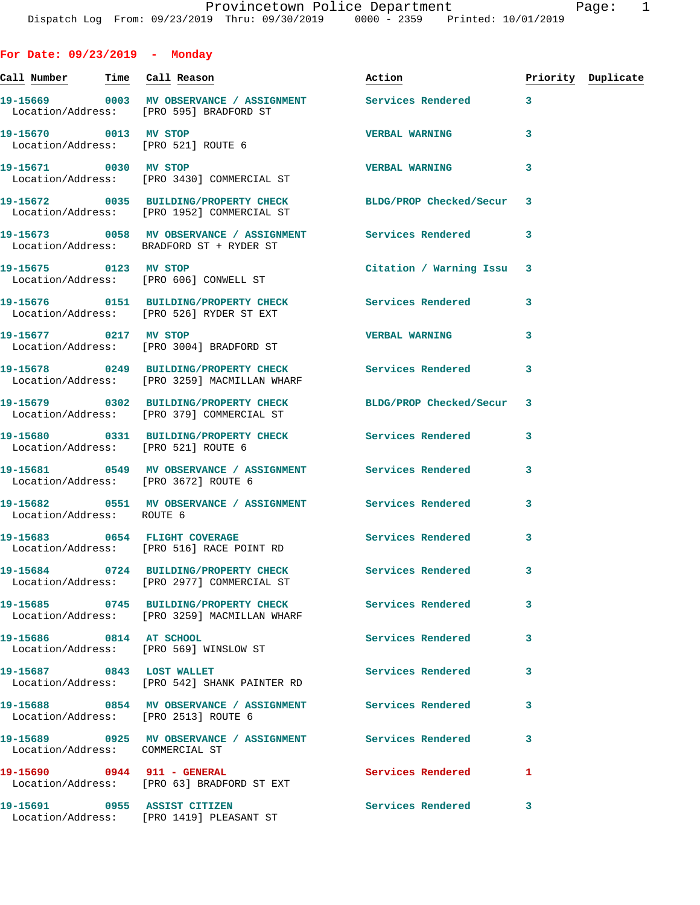Provincetown Police Department
Dispatch Log From: 09/23/2019 Thru: 09/30/2019 0000 - 2359 Printed: 10/01/2019

## For Date: 09/23/2019 - Monday

| Call Number | Time | Call Reason | Action | Priority | Duplicate |
|---|---|---|---|---|---|
| 19-15669 | 0003 | MV OBSERVANCE / ASSIGNMENT | Services Rendered | 3 | |
| Location/Address: | | [PRO 595] BRADFORD ST | | | |
| 19-15670 | 0013 | MV STOP | VERBAL WARNING | 3 | |
| Location/Address: | | [PRO 521] ROUTE 6 | | | |
| 19-15671 | 0030 | MV STOP | VERBAL WARNING | 3 | |
| Location/Address: | | [PRO 3430] COMMERCIAL ST | | | |
| 19-15672 | 0035 | BUILDING/PROPERTY CHECK | BLDG/PROP Checked/Secur | 3 | |
| Location/Address: | | [PRO 1952] COMMERCIAL ST | | | |
| 19-15673 | 0058 | MV OBSERVANCE / ASSIGNMENT | Services Rendered | 3 | |
| Location/Address: | | BRADFORD ST + RYDER ST | | | |
| 19-15675 | 0123 | MV STOP | Citation / Warning Issu | 3 | |
| Location/Address: | | [PRO 606] CONWELL ST | | | |
| 19-15676 | 0151 | BUILDING/PROPERTY CHECK | Services Rendered | 3 | |
| Location/Address: | | [PRO 526] RYDER ST EXT | | | |
| 19-15677 | 0217 | MV STOP | VERBAL WARNING | 3 | |
| Location/Address: | | [PRO 3004] BRADFORD ST | | | |
| 19-15678 | 0249 | BUILDING/PROPERTY CHECK | Services Rendered | 3 | |
| Location/Address: | | [PRO 3259] MACMILLAN WHARF | | | |
| 19-15679 | 0302 | BUILDING/PROPERTY CHECK | BLDG/PROP Checked/Secur | 3 | |
| Location/Address: | | [PRO 379] COMMERCIAL ST | | | |
| 19-15680 | 0331 | BUILDING/PROPERTY CHECK | Services Rendered | 3 | |
| Location/Address: | | [PRO 521] ROUTE 6 | | | |
| 19-15681 | 0549 | MV OBSERVANCE / ASSIGNMENT | Services Rendered | 3 | |
| Location/Address: | | [PRO 3672] ROUTE 6 | | | |
| 19-15682 | 0551 | MV OBSERVANCE / ASSIGNMENT | Services Rendered | 3 | |
| Location/Address: | | ROUTE 6 | | | |
| 19-15683 | 0654 | FLIGHT COVERAGE | Services Rendered | 3 | |
| Location/Address: | | [PRO 516] RACE POINT RD | | | |
| 19-15684 | 0724 | BUILDING/PROPERTY CHECK | Services Rendered | 3 | |
| Location/Address: | | [PRO 2977] COMMERCIAL ST | | | |
| 19-15685 | 0745 | BUILDING/PROPERTY CHECK | Services Rendered | 3 | |
| Location/Address: | | [PRO 3259] MACMILLAN WHARF | | | |
| 19-15686 | 0814 | AT SCHOOL | Services Rendered | 3 | |
| Location/Address: | | [PRO 569] WINSLOW ST | | | |
| 19-15687 | 0843 | LOST WALLET | Services Rendered | 3 | |
| Location/Address: | | [PRO 542] SHANK PAINTER RD | | | |
| 19-15688 | 0854 | MV OBSERVANCE / ASSIGNMENT | Services Rendered | 3 | |
| Location/Address: | | [PRO 2513] ROUTE 6 | | | |
| 19-15689 | 0925 | MV OBSERVANCE / ASSIGNMENT | Services Rendered | 3 | |
| Location/Address: | | COMMERCIAL ST | | | |
| 19-15690 | 0944 | 911 - GENERAL | Services Rendered | 1 | |
| Location/Address: | | [PRO 63] BRADFORD ST EXT | | | |
| 19-15691 | 0955 | ASSIST CITIZEN | Services Rendered | 3 | |
| Location/Address: | | [PRO 1419] PLEASANT ST | | | |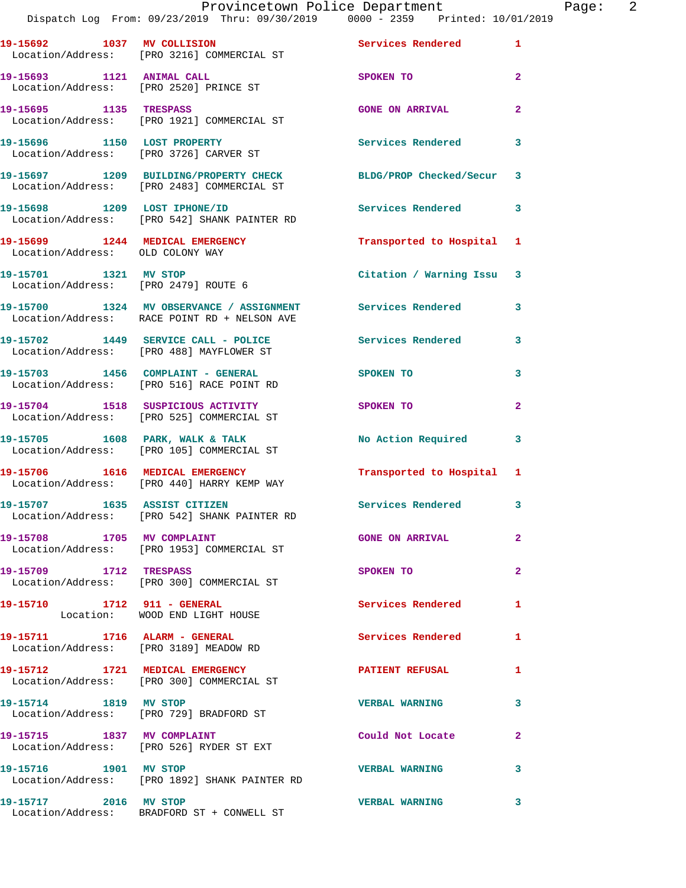| Call Number | Time | Call Reason | Action | Priority |
|---|---|---|---|---|
| 19-15692 | 1037 | MV COLLISION | Services Rendered | 1 |
| | | Location/Address: [PRO 3216] COMMERCIAL ST | | |
| 19-15693 | 1121 | ANIMAL CALL | SPOKEN TO | 2 |
| | | Location/Address: [PRO 2520] PRINCE ST | | |
| 19-15695 | 1135 | TRESPASS | GONE ON ARRIVAL | 2 |
| | | Location/Address: [PRO 1921] COMMERCIAL ST | | |
| 19-15696 | 1150 | LOST PROPERTY | Services Rendered | 3 |
| | | Location/Address: [PRO 3726] CARVER ST | | |
| 19-15697 | 1209 | BUILDING/PROPERTY CHECK | BLDG/PROP Checked/Secur | 3 |
| | | Location/Address: [PRO 2483] COMMERCIAL ST | | |
| 19-15698 | 1209 | LOST IPHONE/ID | Services Rendered | 3 |
| | | Location/Address: [PRO 542] SHANK PAINTER RD | | |
| 19-15699 | 1244 | MEDICAL EMERGENCY | Transported to Hospital | 1 |
| | | Location/Address: OLD COLONY WAY | | |
| 19-15701 | 1321 | MV STOP | Citation / Warning Issu | 3 |
| | | Location/Address: [PRO 2479] ROUTE 6 | | |
| 19-15700 | 1324 | MV OBSERVANCE / ASSIGNMENT | Services Rendered | 3 |
| | | Location/Address: RACE POINT RD + NELSON AVE | | |
| 19-15702 | 1449 | SERVICE CALL - POLICE | Services Rendered | 3 |
| | | Location/Address: [PRO 488] MAYFLOWER ST | | |
| 19-15703 | 1456 | COMPLAINT - GENERAL | SPOKEN TO | 3 |
| | | Location/Address: [PRO 516] RACE POINT RD | | |
| 19-15704 | 1518 | SUSPICIOUS ACTIVITY | SPOKEN TO | 2 |
| | | Location/Address: [PRO 525] COMMERCIAL ST | | |
| 19-15705 | 1608 | PARK, WALK & TALK | No Action Required | 3 |
| | | Location/Address: [PRO 105] COMMERCIAL ST | | |
| 19-15706 | 1616 | MEDICAL EMERGENCY | Transported to Hospital | 1 |
| | | Location/Address: [PRO 440] HARRY KEMP WAY | | |
| 19-15707 | 1635 | ASSIST CITIZEN | Services Rendered | 3 |
| | | Location/Address: [PRO 542] SHANK PAINTER RD | | |
| 19-15708 | 1705 | MV COMPLAINT | GONE ON ARRIVAL | 2 |
| | | Location/Address: [PRO 1953] COMMERCIAL ST | | |
| 19-15709 | 1712 | TRESPASS | SPOKEN TO | 2 |
| | | Location/Address: [PRO 300] COMMERCIAL ST | | |
| 19-15710 | 1712 | 911 - GENERAL | Services Rendered | 1 |
| | | Location: WOOD END LIGHT HOUSE | | |
| 19-15711 | 1716 | ALARM - GENERAL | Services Rendered | 1 |
| | | Location/Address: [PRO 3189] MEADOW RD | | |
| 19-15712 | 1721 | MEDICAL EMERGENCY | PATIENT REFUSAL | 1 |
| | | Location/Address: [PRO 300] COMMERCIAL ST | | |
| 19-15714 | 1819 | MV STOP | VERBAL WARNING | 3 |
| | | Location/Address: [PRO 729] BRADFORD ST | | |
| 19-15715 | 1837 | MV COMPLAINT | Could Not Locate | 2 |
| | | Location/Address: [PRO 526] RYDER ST EXT | | |
| 19-15716 | 1901 | MV STOP | VERBAL WARNING | 3 |
| | | Location/Address: [PRO 1892] SHANK PAINTER RD | | |
| 19-15717 | 2016 | MV STOP | VERBAL WARNING | 3 |
| | | Location/Address: BRADFORD ST + CONWELL ST | | |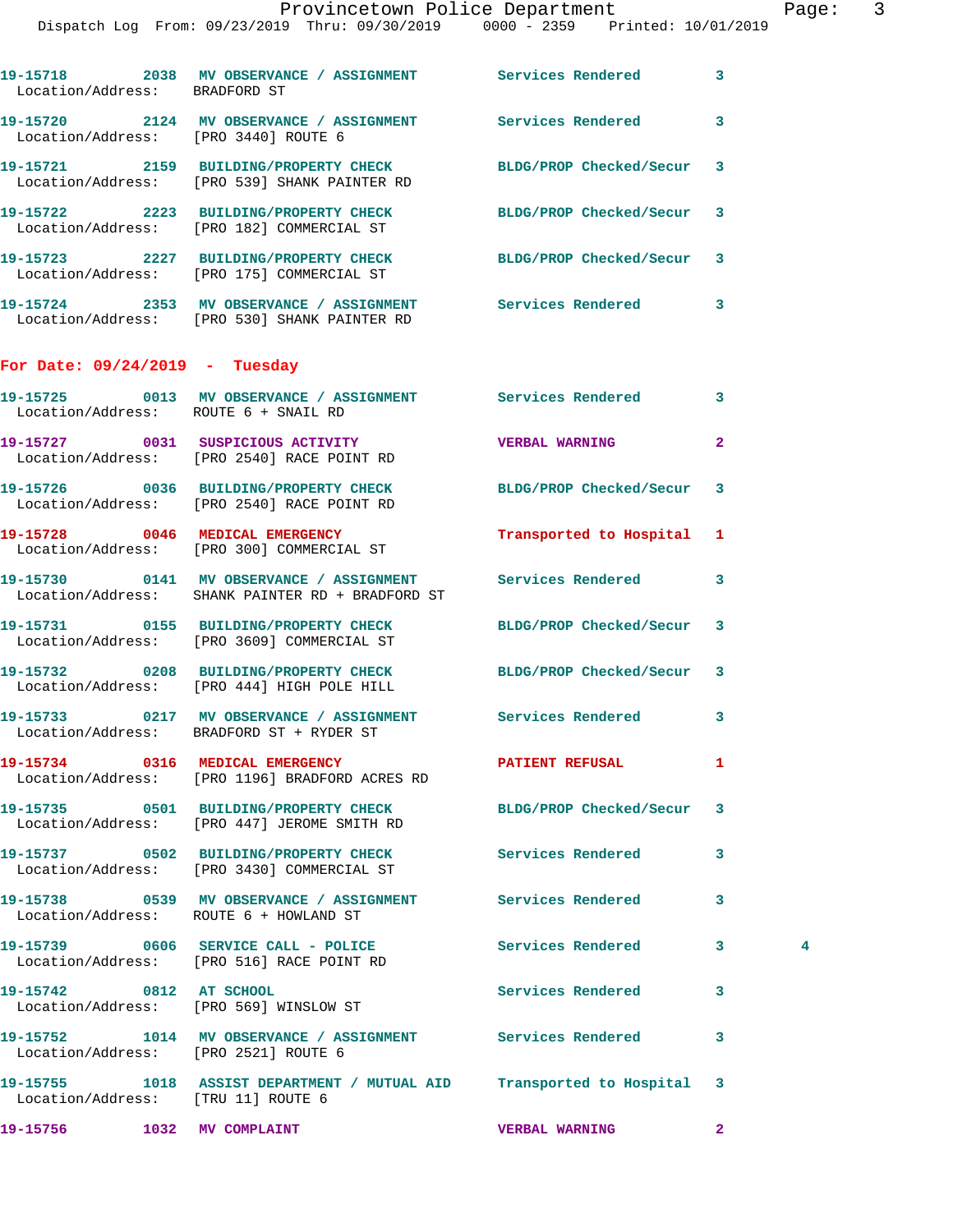19-15718 2038 MV OBSERVANCE / ASSIGNMENT Services Rendered 3
Location/Address: BRADFORD ST

19-15720 2124 MV OBSERVANCE / ASSIGNMENT Services Rendered 3
Location/Address: [PRO 3440] ROUTE 6

19-15721 2159 BUILDING/PROPERTY CHECK BLDG/PROP Checked/Secur 3
Location/Address: [PRO 539] SHANK PAINTER RD

19-15722 2223 BUILDING/PROPERTY CHECK BLDG/PROP Checked/Secur 3
Location/Address: [PRO 182] COMMERCIAL ST

19-15723 2227 BUILDING/PROPERTY CHECK BLDG/PROP Checked/Secur 3
Location/Address: [PRO 175] COMMERCIAL ST

19-15724 2353 MV OBSERVANCE / ASSIGNMENT Services Rendered 3
Location/Address: [PRO 530] SHANK PAINTER RD

**For Date: 09/24/2019 - Tuesday**

19-15725 0013 MV OBSERVANCE / ASSIGNMENT Services Rendered 3
Location/Address: ROUTE 6 + SNAIL RD

19-15727 0031 SUSPICIOUS ACTIVITY VERBAL WARNING 2
Location/Address: [PRO 2540] RACE POINT RD

19-15726 0036 BUILDING/PROPERTY CHECK BLDG/PROP Checked/Secur 3
Location/Address: [PRO 2540] RACE POINT RD

19-15728 0046 MEDICAL EMERGENCY Transported to Hospital 1
Location/Address: [PRO 300] COMMERCIAL ST

19-15730 0141 MV OBSERVANCE / ASSIGNMENT Services Rendered 3
Location/Address: SHANK PAINTER RD + BRADFORD ST

19-15731 0155 BUILDING/PROPERTY CHECK BLDG/PROP Checked/Secur 3
Location/Address: [PRO 3609] COMMERCIAL ST

19-15732 0208 BUILDING/PROPERTY CHECK BLDG/PROP Checked/Secur 3
Location/Address: [PRO 444] HIGH POLE HILL

19-15733 0217 MV OBSERVANCE / ASSIGNMENT Services Rendered 3
Location/Address: BRADFORD ST + RYDER ST

19-15734 0316 MEDICAL EMERGENCY PATIENT REFUSAL 1
Location/Address: [PRO 1196] BRADFORD ACRES RD

19-15735 0501 BUILDING/PROPERTY CHECK BLDG/PROP Checked/Secur 3
Location/Address: [PRO 447] JEROME SMITH RD

19-15737 0502 BUILDING/PROPERTY CHECK Services Rendered 3
Location/Address: [PRO 3430] COMMERCIAL ST

19-15738 0539 MV OBSERVANCE / ASSIGNMENT Services Rendered 3
Location/Address: ROUTE 6 + HOWLAND ST

19-15739 0606 SERVICE CALL - POLICE Services Rendered 3 4
Location/Address: [PRO 516] RACE POINT RD

19-15742 0812 AT SCHOOL Services Rendered 3
Location/Address: [PRO 569] WINSLOW ST

19-15752 1014 MV OBSERVANCE / ASSIGNMENT Services Rendered 3
Location/Address: [PRO 2521] ROUTE 6

19-15755 1018 ASSIST DEPARTMENT / MUTUAL AID Transported to Hospital 3
Location/Address: [TRU 11] ROUTE 6

19-15756 1032 MV COMPLAINT VERBAL WARNING 2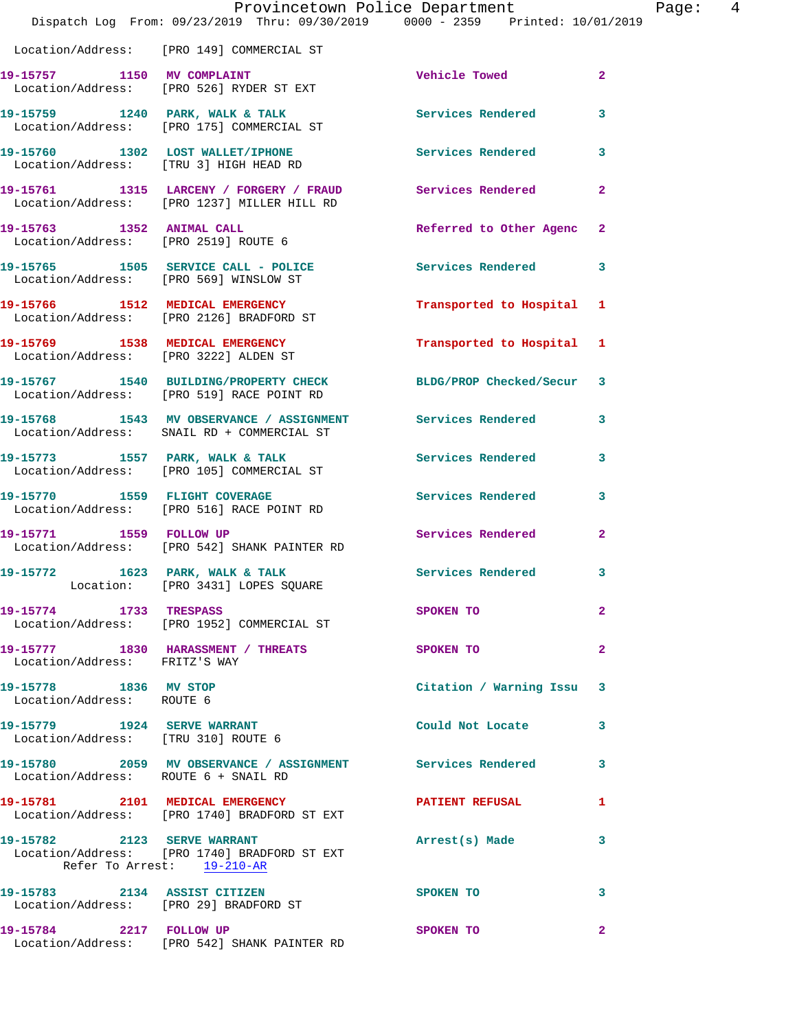Location/Address: [PRO 149] COMMERCIAL ST

**19-15757** 1150 **MV COMPLAINT** Vehicle Towed 2
Location/Address: [PRO 526] RYDER ST EXT

**19-15759** 1240 **PARK, WALK & TALK** Services Rendered 3
Location/Address: [PRO 175] COMMERCIAL ST

**19-15760** 1302 **LOST WALLET/IPHONE** Services Rendered 3
Location/Address: [TRU 3] HIGH HEAD RD

**19-15761** 1315 **LARCENY / FORGERY / FRAUD** Services Rendered 2
Location/Address: [PRO 1237] MILLER HILL RD

**19-15763** 1352 **ANIMAL CALL** Referred to Other Agenc 2
Location/Address: [PRO 2519] ROUTE 6

**19-15765** 1505 **SERVICE CALL - POLICE** Services Rendered 3
Location/Address: [PRO 569] WINSLOW ST

**19-15766** 1512 **MEDICAL EMERGENCY** Transported to Hospital 1
Location/Address: [PRO 2126] BRADFORD ST

**19-15769** 1538 **MEDICAL EMERGENCY** Transported to Hospital 1
Location/Address: [PRO 3222] ALDEN ST

**19-15767** 1540 **BUILDING/PROPERTY CHECK** BLDG/PROP Checked/Secur 3
Location/Address: [PRO 519] RACE POINT RD

**19-15768** 1543 **MV OBSERVANCE / ASSIGNMENT** Services Rendered 3
Location/Address: SNAIL RD + COMMERCIAL ST

**19-15773** 1557 **PARK, WALK & TALK** Services Rendered 3
Location/Address: [PRO 105] COMMERCIAL ST

**19-15770** 1559 **FLIGHT COVERAGE** Services Rendered 3
Location/Address: [PRO 516] RACE POINT RD

**19-15771** 1559 **FOLLOW UP** Services Rendered 2
Location/Address: [PRO 542] SHANK PAINTER RD

**19-15772** 1623 **PARK, WALK & TALK** Services Rendered 3
Location: [PRO 3431] LOPES SQUARE

**19-15774** 1733 **TRESPASS** SPOKEN TO 2
Location/Address: [PRO 1952] COMMERCIAL ST

**19-15777** 1830 **HARASSMENT / THREATS** SPOKEN TO 2
Location/Address: FRITZ'S WAY

**19-15778** 1836 **MV STOP** Citation / Warning Issu 3
Location/Address: ROUTE 6

**19-15779** 1924 **SERVE WARRANT** Could Not Locate 3
Location/Address: [TRU 310] ROUTE 6

**19-15780** 2059 **MV OBSERVANCE / ASSIGNMENT** Services Rendered 3
Location/Address: ROUTE 6 + SNAIL RD

**19-15781** 2101 **MEDICAL EMERGENCY** PATIENT REFUSAL 1
Location/Address: [PRO 1740] BRADFORD ST EXT

**19-15782** 2123 **SERVE WARRANT** Arrest(s) Made 3
Location/Address: [PRO 1740] BRADFORD ST EXT
Refer To Arrest: 19-210-AR

**19-15783** 2134 **ASSIST CITIZEN** SPOKEN TO 3
Location/Address: [PRO 29] BRADFORD ST

**19-15784** 2217 **FOLLOW UP** SPOKEN TO 2
Location/Address: [PRO 542] SHANK PAINTER RD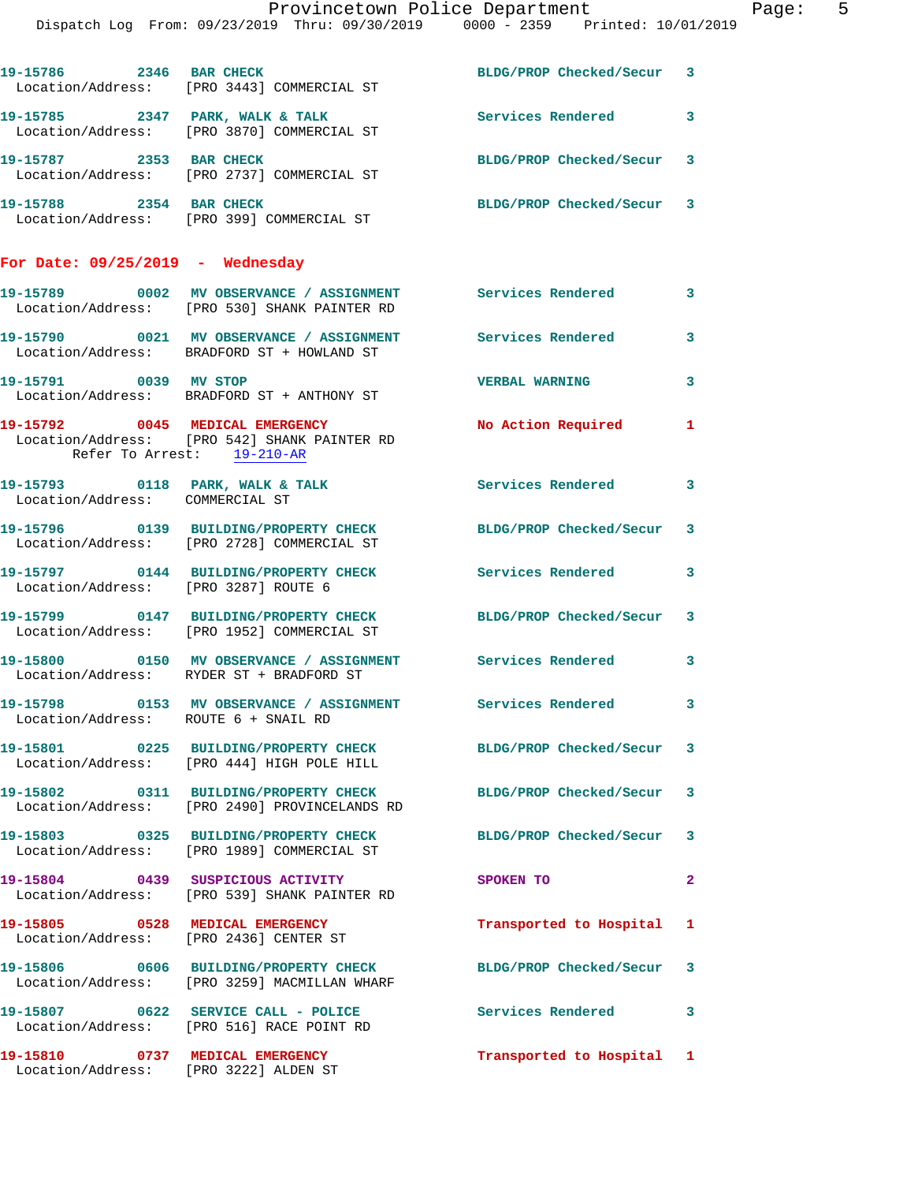19-15786 2346 BAR CHECK BLDG/PROP Checked/Secur 3
Location/Address: [PRO 3443] COMMERCIAL ST

19-15785 2347 PARK, WALK & TALK Services Rendered 3
Location/Address: [PRO 3870] COMMERCIAL ST

19-15787 2353 BAR CHECK BLDG/PROP Checked/Secur 3
Location/Address: [PRO 2737] COMMERCIAL ST

19-15788 2354 BAR CHECK BLDG/PROP Checked/Secur 3
Location/Address: [PRO 399] COMMERCIAL ST

## For Date: 09/25/2019 - Wednesday

19-15789 0002 MV OBSERVANCE / ASSIGNMENT Services Rendered 3
Location/Address: [PRO 530] SHANK PAINTER RD

19-15790 0021 MV OBSERVANCE / ASSIGNMENT Services Rendered 3
Location/Address: BRADFORD ST + HOWLAND ST

19-15791 0039 MV STOP VERBAL WARNING 3
Location/Address: BRADFORD ST + ANTHONY ST

19-15792 0045 MEDICAL EMERGENCY No Action Required 1
Location/Address: [PRO 542] SHANK PAINTER RD
Refer To Arrest: 19-210-AR

19-15793 0118 PARK, WALK & TALK Services Rendered 3
Location/Address: COMMERCIAL ST

19-15796 0139 BUILDING/PROPERTY CHECK BLDG/PROP Checked/Secur 3
Location/Address: [PRO 2728] COMMERCIAL ST

19-15797 0144 BUILDING/PROPERTY CHECK Services Rendered 3
Location/Address: [PRO 3287] ROUTE 6

19-15799 0147 BUILDING/PROPERTY CHECK BLDG/PROP Checked/Secur 3
Location/Address: [PRO 1952] COMMERCIAL ST

19-15800 0150 MV OBSERVANCE / ASSIGNMENT Services Rendered 3
Location/Address: RYDER ST + BRADFORD ST

19-15798 0153 MV OBSERVANCE / ASSIGNMENT Services Rendered 3
Location/Address: ROUTE 6 + SNAIL RD

19-15801 0225 BUILDING/PROPERTY CHECK BLDG/PROP Checked/Secur 3
Location/Address: [PRO 444] HIGH POLE HILL

19-15802 0311 BUILDING/PROPERTY CHECK BLDG/PROP Checked/Secur 3
Location/Address: [PRO 2490] PROVINCELANDS RD

19-15803 0325 BUILDING/PROPERTY CHECK BLDG/PROP Checked/Secur 3
Location/Address: [PRO 1989] COMMERCIAL ST

19-15804 0439 SUSPICIOUS ACTIVITY SPOKEN TO 2
Location/Address: [PRO 539] SHANK PAINTER RD

19-15805 0528 MEDICAL EMERGENCY Transported to Hospital 1
Location/Address: [PRO 2436] CENTER ST

19-15806 0606 BUILDING/PROPERTY CHECK BLDG/PROP Checked/Secur 3
Location/Address: [PRO 3259] MACMILLAN WHARF

19-15807 0622 SERVICE CALL - POLICE Services Rendered 3
Location/Address: [PRO 516] RACE POINT RD

19-15810 0737 MEDICAL EMERGENCY Transported to Hospital 1
Location/Address: [PRO 3222] ALDEN ST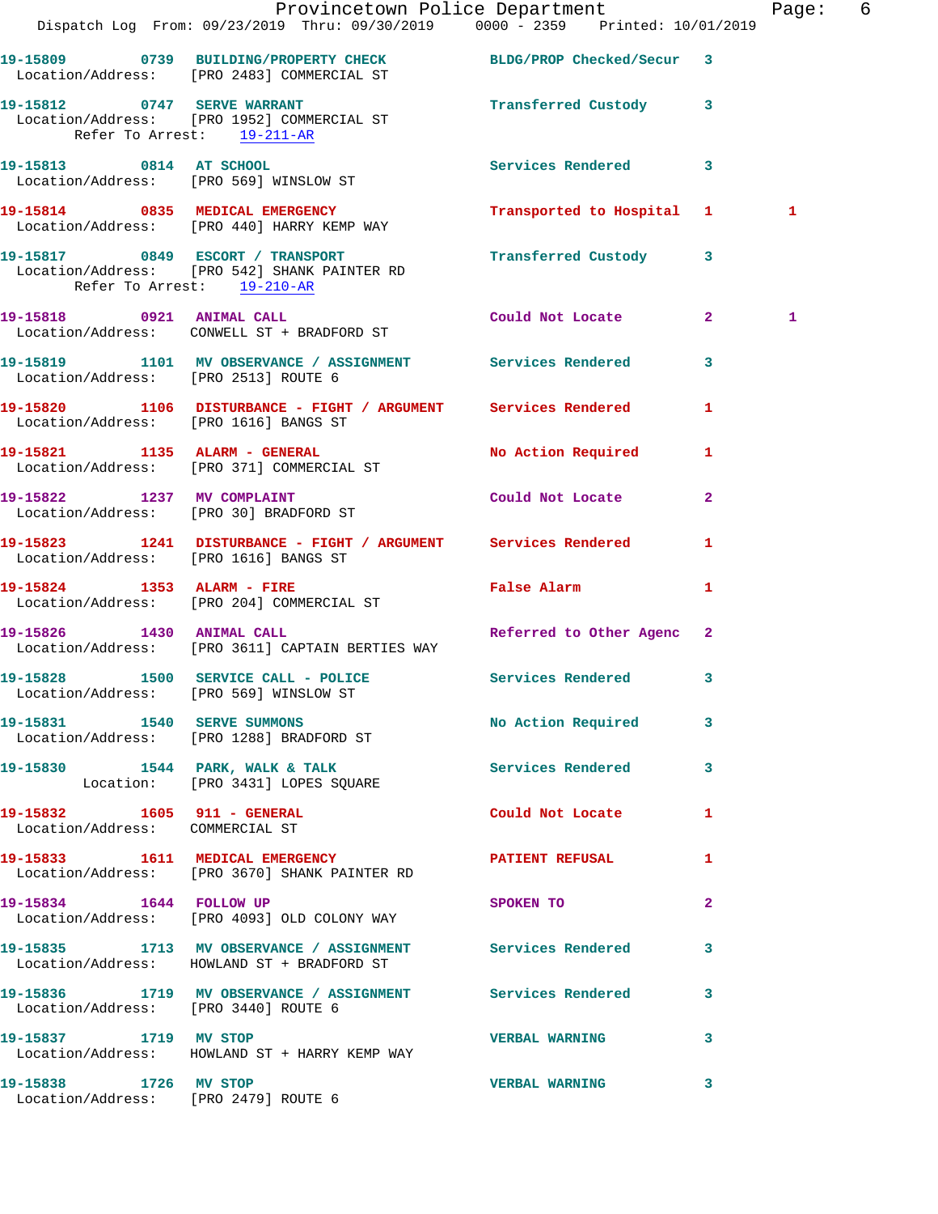Provincetown Police Department
Dispatch Log From: 09/23/2019 Thru: 09/30/2019 0000 - 2359 Printed: 10/01/2019

```
19-15809        0739   BUILDING/PROPERTY CHECK           BLDG/PROP Checked/Secur   3
  Location/Address:    [PRO 2483] COMMERCIAL ST

19-15812        0747   SERVE WARRANT                     Transferred Custody       3
  Location/Address:    [PRO 1952] COMMERCIAL ST
        Refer To Arrest:    19-211-AR

19-15813        0814   AT SCHOOL                         Services Rendered         3
  Location/Address:    [PRO 569] WINSLOW ST

19-15814        0835   MEDICAL EMERGENCY                 Transported to Hospital   1         1
  Location/Address:    [PRO 440] HARRY KEMP WAY

19-15817        0849   ESCORT / TRANSPORT                Transferred Custody       3
  Location/Address:    [PRO 542] SHANK PAINTER RD
        Refer To Arrest:    19-210-AR

19-15818        0921   ANIMAL CALL                       Could Not Locate          2         1
  Location/Address:    CONWELL ST + BRADFORD ST

19-15819        1101   MV OBSERVANCE / ASSIGNMENT        Services Rendered         3
  Location/Address:    [PRO 2513] ROUTE 6

19-15820        1106   DISTURBANCE - FIGHT / ARGUMENT    Services Rendered         1
  Location/Address:    [PRO 1616] BANGS ST

19-15821        1135   ALARM - GENERAL                   No Action Required        1
  Location/Address:    [PRO 371] COMMERCIAL ST

19-15822        1237   MV COMPLAINT                      Could Not Locate          2
  Location/Address:    [PRO 30] BRADFORD ST

19-15823        1241   DISTURBANCE - FIGHT / ARGUMENT    Services Rendered         1
  Location/Address:    [PRO 1616] BANGS ST

19-15824        1353   ALARM - FIRE                      False Alarm               1
  Location/Address:    [PRO 204] COMMERCIAL ST

19-15826        1430   ANIMAL CALL                       Referred to Other Agenc   2
  Location/Address:    [PRO 3611] CAPTAIN BERTIES WAY

19-15828        1500   SERVICE CALL - POLICE             Services Rendered         3
  Location/Address:    [PRO 569] WINSLOW ST

19-15831        1540   SERVE SUMMONS                     No Action Required        3
  Location/Address:    [PRO 1288] BRADFORD ST

19-15830        1544   PARK, WALK & TALK                 Services Rendered         3
          Location:    [PRO 3431] LOPES SQUARE

19-15832        1605   911 - GENERAL                     Could Not Locate          1
  Location/Address:    COMMERCIAL ST

19-15833        1611   MEDICAL EMERGENCY                 PATIENT REFUSAL           1
  Location/Address:    [PRO 3670] SHANK PAINTER RD

19-15834        1644   FOLLOW UP                         SPOKEN TO                 2
  Location/Address:    [PRO 4093] OLD COLONY WAY

19-15835        1713   MV OBSERVANCE / ASSIGNMENT        Services Rendered         3
  Location/Address:    HOWLAND ST + BRADFORD ST

19-15836        1719   MV OBSERVANCE / ASSIGNMENT        Services Rendered         3
  Location/Address:    [PRO 3440] ROUTE 6

19-15837        1719   MV STOP                           VERBAL WARNING            3
  Location/Address:    HOWLAND ST + HARRY KEMP WAY

19-15838        1726   MV STOP                           VERBAL WARNING            3
  Location/Address:    [PRO 2479] ROUTE 6
```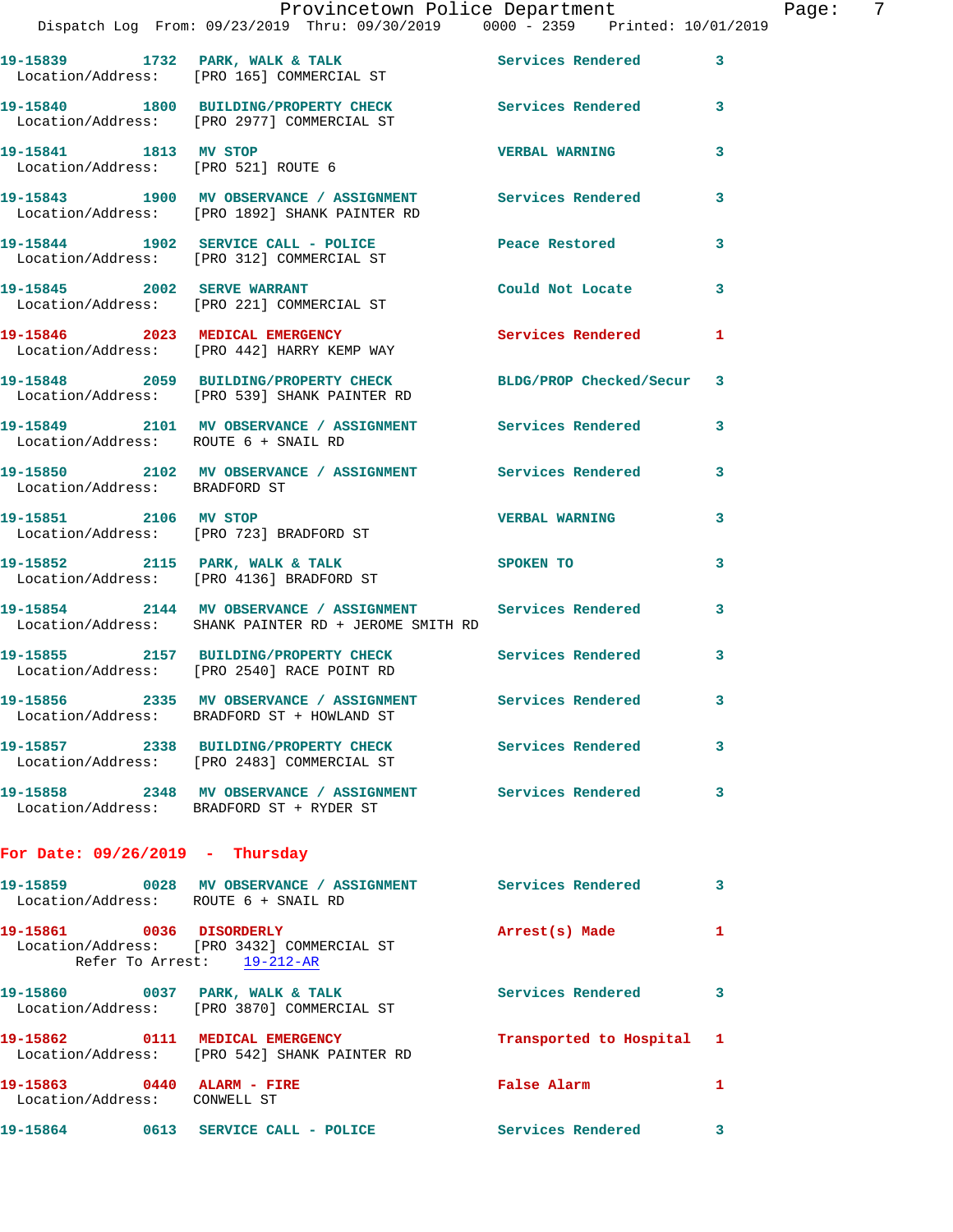| Call Number | Time | Call Reason | Action | Priority |
|---|---|---|---|---|
| 19-15839 | 1732 | PARK, WALK & TALK | Services Rendered | 3 |
| Location/Address: | [PRO 165] COMMERCIAL ST | | | |
| 19-15840 | 1800 | BUILDING/PROPERTY CHECK | Services Rendered | 3 |
| Location/Address: | [PRO 2977] COMMERCIAL ST | | | |
| 19-15841 | 1813 | MV STOP | VERBAL WARNING | 3 |
| Location/Address: | [PRO 521] ROUTE 6 | | | |
| 19-15843 | 1900 | MV OBSERVANCE / ASSIGNMENT | Services Rendered | 3 |
| Location/Address: | [PRO 1892] SHANK PAINTER RD | | | |
| 19-15844 | 1902 | SERVICE CALL - POLICE | Peace Restored | 3 |
| Location/Address: | [PRO 312] COMMERCIAL ST | | | |
| 19-15845 | 2002 | SERVE WARRANT | Could Not Locate | 3 |
| Location/Address: | [PRO 221] COMMERCIAL ST | | | |
| 19-15846 | 2023 | MEDICAL EMERGENCY | Services Rendered | 1 |
| Location/Address: | [PRO 442] HARRY KEMP WAY | | | |
| 19-15848 | 2059 | BUILDING/PROPERTY CHECK | BLDG/PROP Checked/Secur | 3 |
| Location/Address: | [PRO 539] SHANK PAINTER RD | | | |
| 19-15849 | 2101 | MV OBSERVANCE / ASSIGNMENT | Services Rendered | 3 |
| Location/Address: | ROUTE 6 + SNAIL RD | | | |
| 19-15850 | 2102 | MV OBSERVANCE / ASSIGNMENT | Services Rendered | 3 |
| Location/Address: | BRADFORD ST | | | |
| 19-15851 | 2106 | MV STOP | VERBAL WARNING | 3 |
| Location/Address: | [PRO 723] BRADFORD ST | | | |
| 19-15852 | 2115 | PARK, WALK & TALK | SPOKEN TO | 3 |
| Location/Address: | [PRO 4136] BRADFORD ST | | | |
| 19-15854 | 2144 | MV OBSERVANCE / ASSIGNMENT | Services Rendered | 3 |
| Location/Address: | SHANK PAINTER RD + JEROME SMITH RD | | | |
| 19-15855 | 2157 | BUILDING/PROPERTY CHECK | Services Rendered | 3 |
| Location/Address: | [PRO 2540] RACE POINT RD | | | |
| 19-15856 | 2335 | MV OBSERVANCE / ASSIGNMENT | Services Rendered | 3 |
| Location/Address: | BRADFORD ST + HOWLAND ST | | | |
| 19-15857 | 2338 | BUILDING/PROPERTY CHECK | Services Rendered | 3 |
| Location/Address: | [PRO 2483] COMMERCIAL ST | | | |
| 19-15858 | 2348 | MV OBSERVANCE / ASSIGNMENT | Services Rendered | 3 |
| Location/Address: | BRADFORD ST + RYDER ST | | | |

## For Date: 09/26/2019 - Thursday

| Call Number | Time | Call Reason | Action | Priority |
|---|---|---|---|---|
| 19-15859 | 0028 | MV OBSERVANCE / ASSIGNMENT | Services Rendered | 3 |
| Location/Address: | ROUTE 6 + SNAIL RD | | | |
| 19-15861 | 0036 | DISORDERLY | Arrest(s) Made | 1 |
| Location/Address: | [PRO 3432] COMMERCIAL ST | | | |
| Refer To Arrest: | 19-212-AR | | | |
| 19-15860 | 0037 | PARK, WALK & TALK | Services Rendered | 3 |
| Location/Address: | [PRO 3870] COMMERCIAL ST | | | |
| 19-15862 | 0111 | MEDICAL EMERGENCY | Transported to Hospital | 1 |
| Location/Address: | [PRO 542] SHANK PAINTER RD | | | |
| 19-15863 | 0440 | ALARM - FIRE | False Alarm | 1 |
| Location/Address: | CONWELL ST | | | |
| 19-15864 | 0613 | SERVICE CALL - POLICE | Services Rendered | 3 |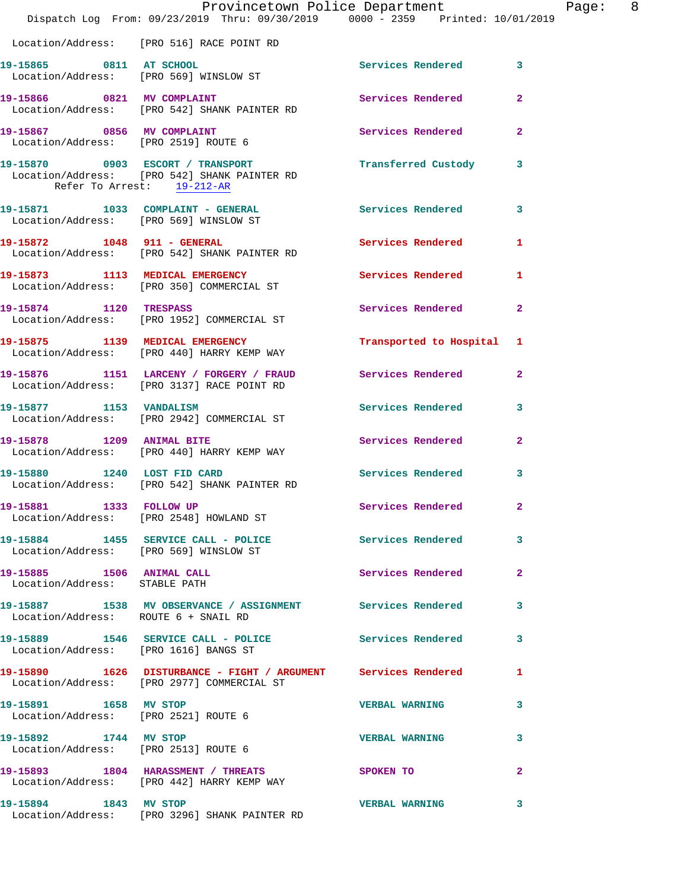Location/Address: [PRO 516] RACE POINT RD

19-15865 0811 AT SCHOOL Services Rendered 3
Location/Address: [PRO 569] WINSLOW ST

19-15866 0821 MV COMPLAINT Services Rendered 2
Location/Address: [PRO 542] SHANK PAINTER RD

19-15867 0856 MV COMPLAINT Services Rendered 2
Location/Address: [PRO 2519] ROUTE 6

19-15870 0903 ESCORT / TRANSPORT Transferred Custody 3
Location/Address: [PRO 542] SHANK PAINTER RD
Refer To Arrest: 19-212-AR

19-15871 1033 COMPLAINT - GENERAL Services Rendered 3
Location/Address: [PRO 569] WINSLOW ST

19-15872 1048 911 - GENERAL Services Rendered 1
Location/Address: [PRO 542] SHANK PAINTER RD

19-15873 1113 MEDICAL EMERGENCY Services Rendered 1
Location/Address: [PRO 350] COMMERCIAL ST

19-15874 1120 TRESPASS Services Rendered 2
Location/Address: [PRO 1952] COMMERCIAL ST

19-15875 1139 MEDICAL EMERGENCY Transported to Hospital 1
Location/Address: [PRO 440] HARRY KEMP WAY

19-15876 1151 LARCENY / FORGERY / FRAUD Services Rendered 2
Location/Address: [PRO 3137] RACE POINT RD

19-15877 1153 VANDALISM Services Rendered 3
Location/Address: [PRO 2942] COMMERCIAL ST

19-15878 1209 ANIMAL BITE Services Rendered 2
Location/Address: [PRO 440] HARRY KEMP WAY

19-15880 1240 LOST FID CARD Services Rendered 3
Location/Address: [PRO 542] SHANK PAINTER RD

19-15881 1333 FOLLOW UP Services Rendered 2
Location/Address: [PRO 2548] HOWLAND ST

19-15884 1455 SERVICE CALL - POLICE Services Rendered 3
Location/Address: [PRO 569] WINSLOW ST

19-15885 1506 ANIMAL CALL Services Rendered 2
Location/Address: STABLE PATH

19-15887 1538 MV OBSERVANCE / ASSIGNMENT Services Rendered 3
Location/Address: ROUTE 6 + SNAIL RD

19-15889 1546 SERVICE CALL - POLICE Services Rendered 3
Location/Address: [PRO 1616] BANGS ST

19-15890 1626 DISTURBANCE - FIGHT / ARGUMENT Services Rendered 1
Location/Address: [PRO 2977] COMMERCIAL ST

19-15891 1658 MV STOP VERBAL WARNING 3
Location/Address: [PRO 2521] ROUTE 6

19-15892 1744 MV STOP VERBAL WARNING 3
Location/Address: [PRO 2513] ROUTE 6

19-15893 1804 HARASSMENT / THREATS SPOKEN TO 2
Location/Address: [PRO 442] HARRY KEMP WAY

19-15894 1843 MV STOP VERBAL WARNING 3
Location/Address: [PRO 3296] SHANK PAINTER RD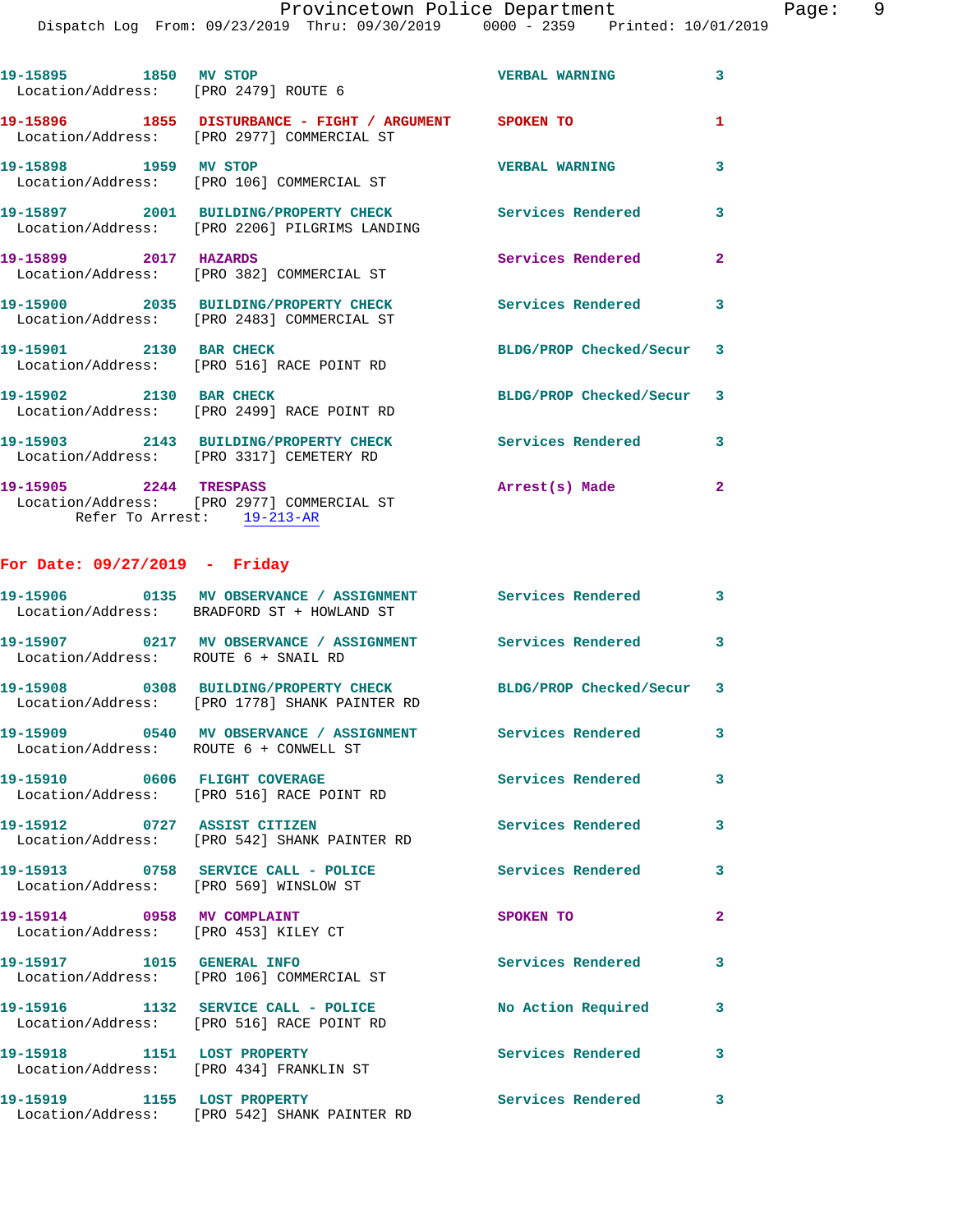19-15895 1850 MV STOP VERBAL WARNING 3
Location/Address: [PRO 2479] ROUTE 6

19-15896 1855 DISTURBANCE - FIGHT / ARGUMENT SPOKEN TO 1
Location/Address: [PRO 2977] COMMERCIAL ST

19-15898 1959 MV STOP VERBAL WARNING 3
Location/Address: [PRO 106] COMMERCIAL ST

19-15897 2001 BUILDING/PROPERTY CHECK Services Rendered 3
Location/Address: [PRO 2206] PILGRIMS LANDING

19-15899 2017 HAZARDS Services Rendered 2
Location/Address: [PRO 382] COMMERCIAL ST

19-15900 2035 BUILDING/PROPERTY CHECK Services Rendered 3
Location/Address: [PRO 2483] COMMERCIAL ST

19-15901 2130 BAR CHECK BLDG/PROP Checked/Secur 3
Location/Address: [PRO 516] RACE POINT RD

19-15902 2130 BAR CHECK BLDG/PROP Checked/Secur 3
Location/Address: [PRO 2499] RACE POINT RD

19-15903 2143 BUILDING/PROPERTY CHECK Services Rendered 3
Location/Address: [PRO 3317] CEMETERY RD

19-15905 2244 TRESPASS Arrest(s) Made 2
Location/Address: [PRO 2977] COMMERCIAL ST
Refer To Arrest: 19-213-AR

## For Date: 09/27/2019 - Friday

19-15906 0135 MV OBSERVANCE / ASSIGNMENT Services Rendered 3
Location/Address: BRADFORD ST + HOWLAND ST

19-15907 0217 MV OBSERVANCE / ASSIGNMENT Services Rendered 3
Location/Address: ROUTE 6 + SNAIL RD

19-15908 0308 BUILDING/PROPERTY CHECK BLDG/PROP Checked/Secur 3
Location/Address: [PRO 1778] SHANK PAINTER RD

19-15909 0540 MV OBSERVANCE / ASSIGNMENT Services Rendered 3
Location/Address: ROUTE 6 + CONWELL ST

19-15910 0606 FLIGHT COVERAGE Services Rendered 3
Location/Address: [PRO 516] RACE POINT RD

19-15912 0727 ASSIST CITIZEN Services Rendered 3
Location/Address: [PRO 542] SHANK PAINTER RD

19-15913 0758 SERVICE CALL - POLICE Services Rendered 3
Location/Address: [PRO 569] WINSLOW ST

19-15914 0958 MV COMPLAINT SPOKEN TO 2
Location/Address: [PRO 453] KILEY CT

19-15917 1015 GENERAL INFO Services Rendered 3
Location/Address: [PRO 106] COMMERCIAL ST

19-15916 1132 SERVICE CALL - POLICE No Action Required 3
Location/Address: [PRO 516] RACE POINT RD

19-15918 1151 LOST PROPERTY Services Rendered 3
Location/Address: [PRO 434] FRANKLIN ST

19-15919 1155 LOST PROPERTY Services Rendered 3
Location/Address: [PRO 542] SHANK PAINTER RD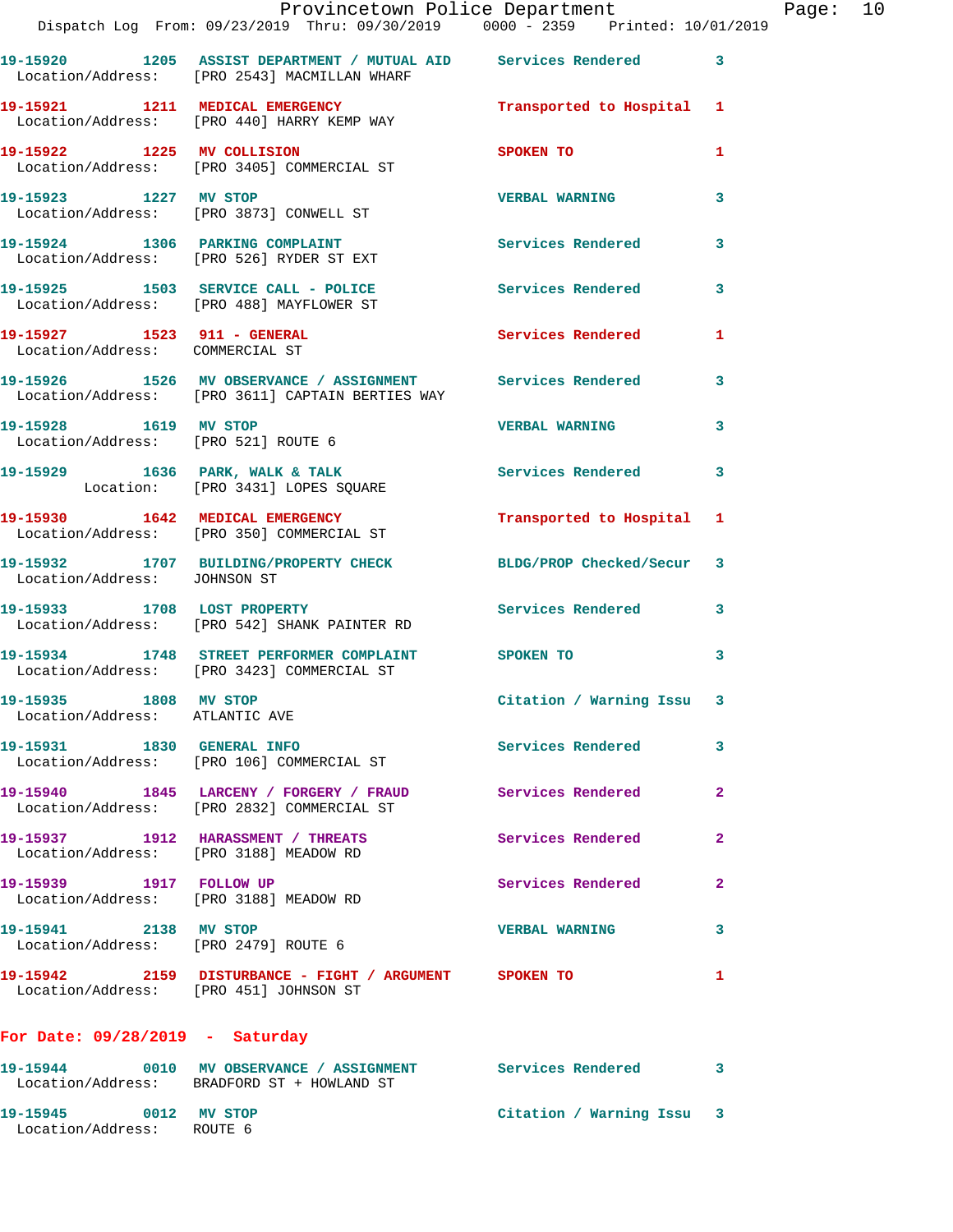19-15920 1205 ASSIST DEPARTMENT / MUTUAL AID Services Rendered 3
Location/Address: [PRO 2543] MACMILLAN WHARF

19-15921 1211 MEDICAL EMERGENCY Transported to Hospital 1
Location/Address: [PRO 440] HARRY KEMP WAY

19-15922 1225 MV COLLISION SPOKEN TO 1
Location/Address: [PRO 3405] COMMERCIAL ST

19-15923 1227 MV STOP VERBAL WARNING 3
Location/Address: [PRO 3873] CONWELL ST

19-15924 1306 PARKING COMPLAINT Services Rendered 3
Location/Address: [PRO 526] RYDER ST EXT

19-15925 1503 SERVICE CALL - POLICE Services Rendered 3
Location/Address: [PRO 488] MAYFLOWER ST

19-15927 1523 911 - GENERAL Services Rendered 1
Location/Address: COMMERCIAL ST

19-15926 1526 MV OBSERVANCE / ASSIGNMENT Services Rendered 3
Location/Address: [PRO 3611] CAPTAIN BERTIES WAY

19-15928 1619 MV STOP VERBAL WARNING 3
Location/Address: [PRO 521] ROUTE 6

19-15929 1636 PARK, WALK & TALK Services Rendered 3
Location: [PRO 3431] LOPES SQUARE

19-15930 1642 MEDICAL EMERGENCY Transported to Hospital 1
Location/Address: [PRO 350] COMMERCIAL ST

19-15932 1707 BUILDING/PROPERTY CHECK BLDG/PROP Checked/Secur 3
Location/Address: JOHNSON ST

19-15933 1708 LOST PROPERTY Services Rendered 3
Location/Address: [PRO 542] SHANK PAINTER RD

19-15934 1748 STREET PERFORMER COMPLAINT SPOKEN TO 3
Location/Address: [PRO 3423] COMMERCIAL ST

19-15935 1808 MV STOP Citation / Warning Issu 3
Location/Address: ATLANTIC AVE

19-15931 1830 GENERAL INFO Services Rendered 3
Location/Address: [PRO 106] COMMERCIAL ST

19-15940 1845 LARCENY / FORGERY / FRAUD Services Rendered 2
Location/Address: [PRO 2832] COMMERCIAL ST

19-15937 1912 HARASSMENT / THREATS Services Rendered 2
Location/Address: [PRO 3188] MEADOW RD

19-15939 1917 FOLLOW UP Services Rendered 2
Location/Address: [PRO 3188] MEADOW RD

19-15941 2138 MV STOP VERBAL WARNING 3
Location/Address: [PRO 2479] ROUTE 6

19-15942 2159 DISTURBANCE - FIGHT / ARGUMENT SPOKEN TO 1
Location/Address: [PRO 451] JOHNSON ST

## For Date: 09/28/2019 - Saturday

19-15944 0010 MV OBSERVANCE / ASSIGNMENT Services Rendered 3
Location/Address: BRADFORD ST + HOWLAND ST

19-15945 0012 MV STOP Citation / Warning Issu 3
Location/Address: ROUTE 6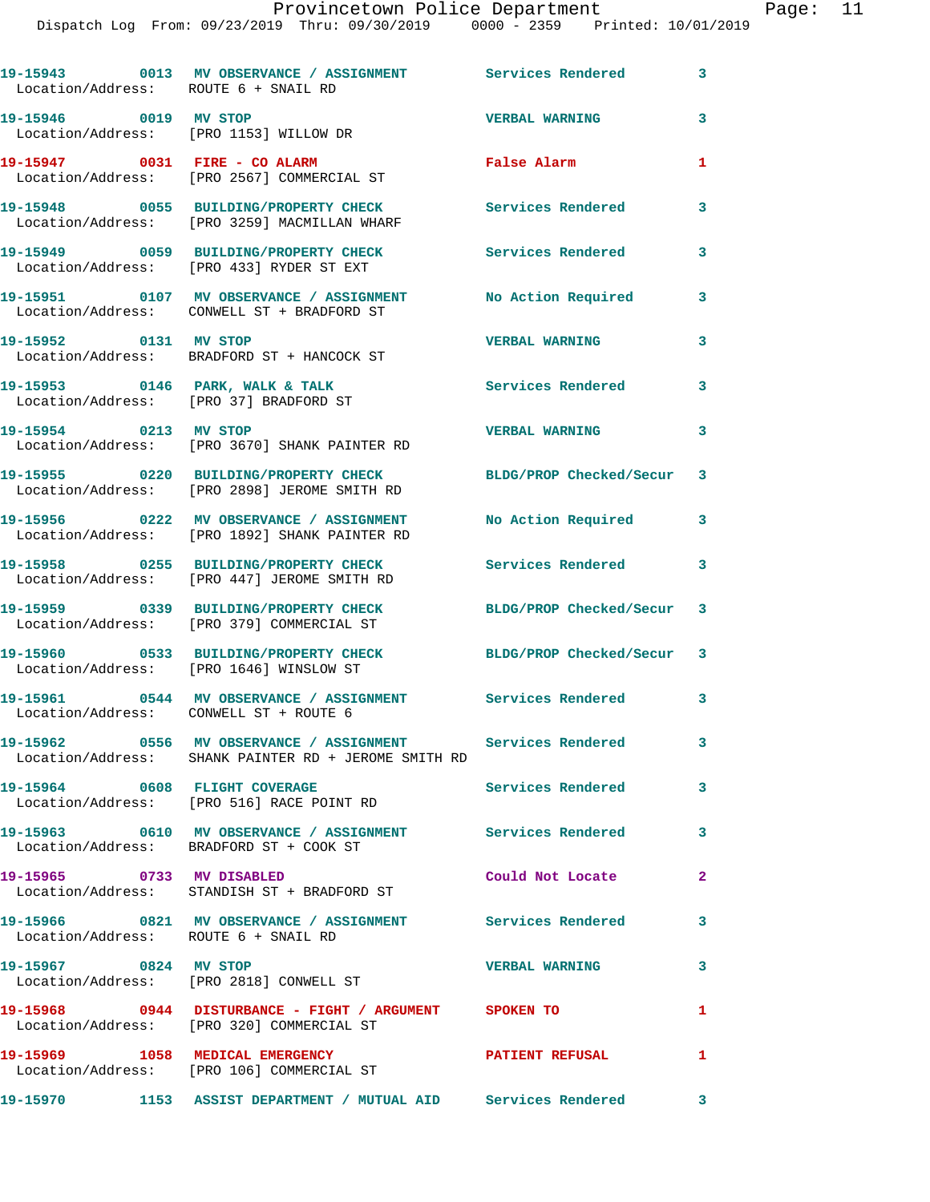19-15943 0013 MV OBSERVANCE / ASSIGNMENT Services Rendered 3
Location/Address: ROUTE 6 + SNAIL RD

19-15946 0019 MV STOP VERBAL WARNING 3
Location/Address: [PRO 1153] WILLOW DR

19-15947 0031 FIRE - CO ALARM False Alarm 1
Location/Address: [PRO 2567] COMMERCIAL ST

19-15948 0055 BUILDING/PROPERTY CHECK Services Rendered 3
Location/Address: [PRO 3259] MACMILLAN WHARF

19-15949 0059 BUILDING/PROPERTY CHECK Services Rendered 3
Location/Address: [PRO 433] RYDER ST EXT

19-15951 0107 MV OBSERVANCE / ASSIGNMENT No Action Required 3
Location/Address: CONWELL ST + BRADFORD ST

19-15952 0131 MV STOP VERBAL WARNING 3
Location/Address: BRADFORD ST + HANCOCK ST

19-15953 0146 PARK, WALK & TALK Services Rendered 3
Location/Address: [PRO 37] BRADFORD ST

19-15954 0213 MV STOP VERBAL WARNING 3
Location/Address: [PRO 3670] SHANK PAINTER RD

19-15955 0220 BUILDING/PROPERTY CHECK BLDG/PROP Checked/Secur 3
Location/Address: [PRO 2898] JEROME SMITH RD

19-15956 0222 MV OBSERVANCE / ASSIGNMENT No Action Required 3
Location/Address: [PRO 1892] SHANK PAINTER RD

19-15958 0255 BUILDING/PROPERTY CHECK Services Rendered 3
Location/Address: [PRO 447] JEROME SMITH RD

19-15959 0339 BUILDING/PROPERTY CHECK BLDG/PROP Checked/Secur 3
Location/Address: [PRO 379] COMMERCIAL ST

19-15960 0533 BUILDING/PROPERTY CHECK BLDG/PROP Checked/Secur 3
Location/Address: [PRO 1646] WINSLOW ST

19-15961 0544 MV OBSERVANCE / ASSIGNMENT Services Rendered 3
Location/Address: CONWELL ST + ROUTE 6

19-15962 0556 MV OBSERVANCE / ASSIGNMENT Services Rendered 3
Location/Address: SHANK PAINTER RD + JEROME SMITH RD

19-15964 0608 FLIGHT COVERAGE Services Rendered 3
Location/Address: [PRO 516] RACE POINT RD

19-15963 0610 MV OBSERVANCE / ASSIGNMENT Services Rendered 3
Location/Address: BRADFORD ST + COOK ST

19-15965 0733 MV DISABLED Could Not Locate 2
Location/Address: STANDISH ST + BRADFORD ST

19-15966 0821 MV OBSERVANCE / ASSIGNMENT Services Rendered 3
Location/Address: ROUTE 6 + SNAIL RD

19-15967 0824 MV STOP VERBAL WARNING 3
Location/Address: [PRO 2818] CONWELL ST

19-15968 0944 DISTURBANCE - FIGHT / ARGUMENT SPOKEN TO 1
Location/Address: [PRO 320] COMMERCIAL ST

19-15969 1058 MEDICAL EMERGENCY PATIENT REFUSAL 1
Location/Address: [PRO 106] COMMERCIAL ST

19-15970 1153 ASSIST DEPARTMENT / MUTUAL AID Services Rendered 3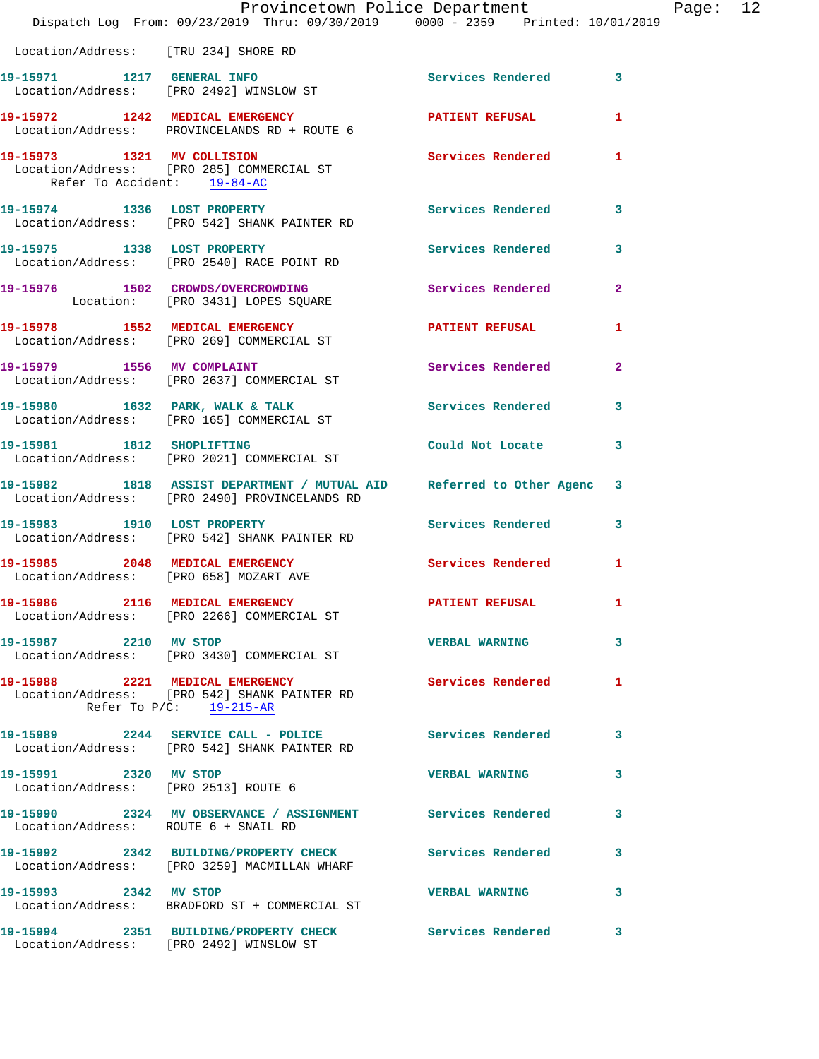Location/Address: [TRU 234] SHORE RD

**19-15971** 1217 **GENERAL INFO** Services Rendered 3
Location/Address: [PRO 2492] WINSLOW ST

**19-15972** 1242 **MEDICAL EMERGENCY** PATIENT REFUSAL 1
Location/Address: PROVINCELANDS RD + ROUTE 6

**19-15973** 1321 **MV COLLISION** Services Rendered 1
Location/Address: [PRO 285] COMMERCIAL ST
Refer To Accident: 19-84-AC

**19-15974** 1336 **LOST PROPERTY** Services Rendered 3
Location/Address: [PRO 542] SHANK PAINTER RD

**19-15975** 1338 **LOST PROPERTY** Services Rendered 3
Location/Address: [PRO 2540] RACE POINT RD

**19-15976** 1502 **CROWDS/OVERCROWDING** Services Rendered 2
Location: [PRO 3431] LOPES SQUARE

**19-15978** 1552 **MEDICAL EMERGENCY** PATIENT REFUSAL 1
Location/Address: [PRO 269] COMMERCIAL ST

**19-15979** 1556 **MV COMPLAINT** Services Rendered 2
Location/Address: [PRO 2637] COMMERCIAL ST

**19-15980** 1632 **PARK, WALK & TALK** Services Rendered 3
Location/Address: [PRO 165] COMMERCIAL ST

**19-15981** 1812 **SHOPLIFTING** Could Not Locate 3
Location/Address: [PRO 2021] COMMERCIAL ST

**19-15982** 1818 **ASSIST DEPARTMENT / MUTUAL AID** Referred to Other Agenc 3
Location/Address: [PRO 2490] PROVINCELANDS RD

**19-15983** 1910 **LOST PROPERTY** Services Rendered 3
Location/Address: [PRO 542] SHANK PAINTER RD

**19-15985** 2048 **MEDICAL EMERGENCY** Services Rendered 1
Location/Address: [PRO 658] MOZART AVE

**19-15986** 2116 **MEDICAL EMERGENCY** PATIENT REFUSAL 1
Location/Address: [PRO 2266] COMMERCIAL ST

**19-15987** 2210 **MV STOP** VERBAL WARNING 3
Location/Address: [PRO 3430] COMMERCIAL ST

**19-15988** 2221 **MEDICAL EMERGENCY** Services Rendered 1
Location/Address: [PRO 542] SHANK PAINTER RD
Refer To P/C: 19-215-AR

**19-15989** 2244 **SERVICE CALL - POLICE** Services Rendered 3
Location/Address: [PRO 542] SHANK PAINTER RD

**19-15991** 2320 **MV STOP** VERBAL WARNING 3
Location/Address: [PRO 2513] ROUTE 6

**19-15990** 2324 **MV OBSERVANCE / ASSIGNMENT** Services Rendered 3
Location/Address: ROUTE 6 + SNAIL RD

**19-15992** 2342 **BUILDING/PROPERTY CHECK** Services Rendered 3
Location/Address: [PRO 3259] MACMILLAN WHARF

**19-15993** 2342 **MV STOP** VERBAL WARNING 3
Location/Address: BRADFORD ST + COMMERCIAL ST

**19-15994** 2351 **BUILDING/PROPERTY CHECK** Services Rendered 3
Location/Address: [PRO 2492] WINSLOW ST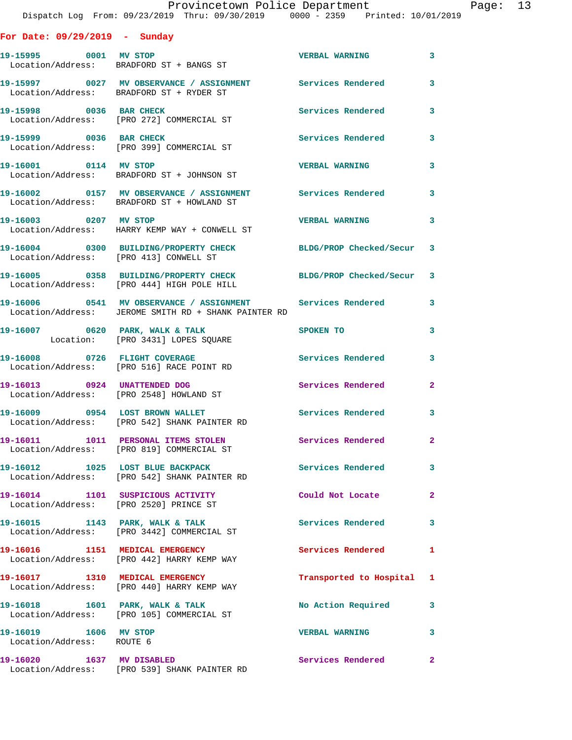## For Date: 09/29/2019 - Sunday

| Call # | Time | Call Reason | Action | Priority |
|---|---|---|---|---|
| 19-15995 | 0001 | MV STOP | VERBAL WARNING | 3 |
| Location/Address: BRADFORD ST + BANGS ST | | | | |
| 19-15997 | 0027 | MV OBSERVANCE / ASSIGNMENT | Services Rendered | 3 |
| Location/Address: BRADFORD ST + RYDER ST | | | | |
| 19-15998 | 0036 | BAR CHECK | Services Rendered | 3 |
| Location/Address: [PRO 272] COMMERCIAL ST | | | | |
| 19-15999 | 0036 | BAR CHECK | Services Rendered | 3 |
| Location/Address: [PRO 399] COMMERCIAL ST | | | | |
| 19-16001 | 0114 | MV STOP | VERBAL WARNING | 3 |
| Location/Address: BRADFORD ST + JOHNSON ST | | | | |
| 19-16002 | 0157 | MV OBSERVANCE / ASSIGNMENT | Services Rendered | 3 |
| Location/Address: BRADFORD ST + HOWLAND ST | | | | |
| 19-16003 | 0207 | MV STOP | VERBAL WARNING | 3 |
| Location/Address: HARRY KEMP WAY + CONWELL ST | | | | |
| 19-16004 | 0300 | BUILDING/PROPERTY CHECK | BLDG/PROP Checked/Secur | 3 |
| Location/Address: [PRO 413] CONWELL ST | | | | |
| 19-16005 | 0358 | BUILDING/PROPERTY CHECK | BLDG/PROP Checked/Secur | 3 |
| Location/Address: [PRO 444] HIGH POLE HILL | | | | |
| 19-16006 | 0541 | MV OBSERVANCE / ASSIGNMENT | Services Rendered | 3 |
| Location/Address: JEROME SMITH RD + SHANK PAINTER RD | | | | |
| 19-16007 | 0620 | PARK, WALK & TALK | SPOKEN TO | 3 |
| Location: [PRO 3431] LOPES SQUARE | | | | |
| 19-16008 | 0726 | FLIGHT COVERAGE | Services Rendered | 3 |
| Location/Address: [PRO 516] RACE POINT RD | | | | |
| 19-16013 | 0924 | UNATTENDED DOG | Services Rendered | 2 |
| Location/Address: [PRO 2548] HOWLAND ST | | | | |
| 19-16009 | 0954 | LOST BROWN WALLET | Services Rendered | 3 |
| Location/Address: [PRO 542] SHANK PAINTER RD | | | | |
| 19-16011 | 1011 | PERSONAL ITEMS STOLEN | Services Rendered | 2 |
| Location/Address: [PRO 819] COMMERCIAL ST | | | | |
| 19-16012 | 1025 | LOST BLUE BACKPACK | Services Rendered | 3 |
| Location/Address: [PRO 542] SHANK PAINTER RD | | | | |
| 19-16014 | 1101 | SUSPICIOUS ACTIVITY | Could Not Locate | 2 |
| Location/Address: [PRO 2520] PRINCE ST | | | | |
| 19-16015 | 1143 | PARK, WALK & TALK | Services Rendered | 3 |
| Location/Address: [PRO 3442] COMMERCIAL ST | | | | |
| 19-16016 | 1151 | MEDICAL EMERGENCY | Services Rendered | 1 |
| Location/Address: [PRO 442] HARRY KEMP WAY | | | | |
| 19-16017 | 1310 | MEDICAL EMERGENCY | Transported to Hospital | 1 |
| Location/Address: [PRO 440] HARRY KEMP WAY | | | | |
| 19-16018 | 1601 | PARK, WALK & TALK | No Action Required | 3 |
| Location/Address: [PRO 105] COMMERCIAL ST | | | | |
| 19-16019 | 1606 | MV STOP | VERBAL WARNING | 3 |
| Location/Address: ROUTE 6 | | | | |
| 19-16020 | 1637 | MV DISABLED | Services Rendered | 2 |
| Location/Address: [PRO 539] SHANK PAINTER RD | | | | |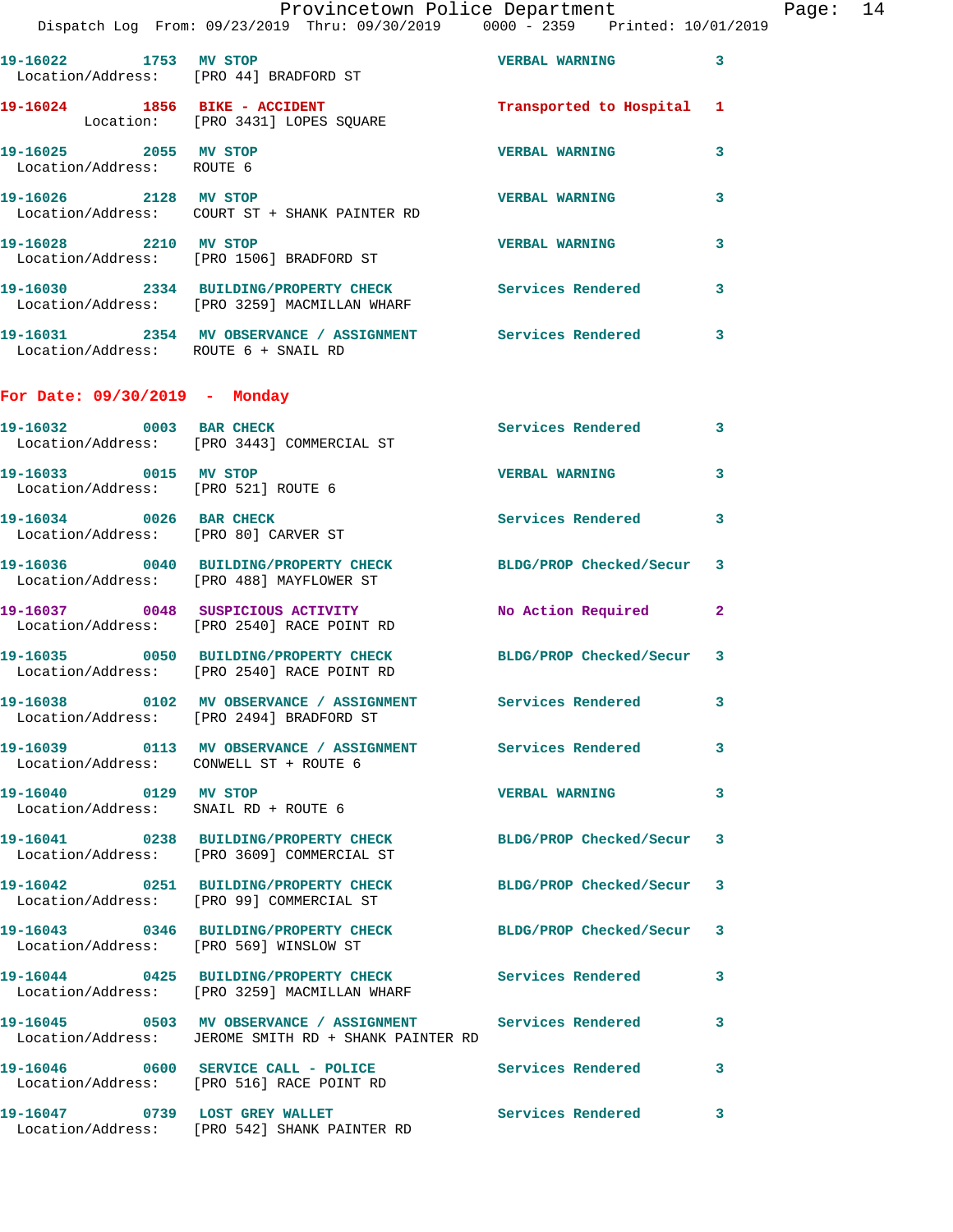19-16022 1753 MV STOP VERBAL WARNING 3
Location/Address: [PRO 44] BRADFORD ST

19-16024 1856 BIKE - ACCIDENT Transported to Hospital 1
Location: [PRO 3431] LOPES SQUARE

19-16025 2055 MV STOP VERBAL WARNING 3
Location/Address: ROUTE 6

19-16026 2128 MV STOP VERBAL WARNING 3
Location/Address: COURT ST + SHANK PAINTER RD

19-16028 2210 MV STOP VERBAL WARNING 3
Location/Address: [PRO 1506] BRADFORD ST

19-16030 2334 BUILDING/PROPERTY CHECK Services Rendered 3
Location/Address: [PRO 3259] MACMILLAN WHARF

19-16031 2354 MV OBSERVANCE / ASSIGNMENT Services Rendered 3
Location/Address: ROUTE 6 + SNAIL RD

**For Date: 09/30/2019 - Monday**

19-16032 0003 BAR CHECK Services Rendered 3
Location/Address: [PRO 3443] COMMERCIAL ST

19-16033 0015 MV STOP VERBAL WARNING 3
Location/Address: [PRO 521] ROUTE 6

19-16034 0026 BAR CHECK Services Rendered 3
Location/Address: [PRO 80] CARVER ST

19-16036 0040 BUILDING/PROPERTY CHECK BLDG/PROP Checked/Secur 3
Location/Address: [PRO 488] MAYFLOWER ST

19-16037 0048 SUSPICIOUS ACTIVITY No Action Required 2
Location/Address: [PRO 2540] RACE POINT RD

19-16035 0050 BUILDING/PROPERTY CHECK BLDG/PROP Checked/Secur 3
Location/Address: [PRO 2540] RACE POINT RD

19-16038 0102 MV OBSERVANCE / ASSIGNMENT Services Rendered 3
Location/Address: [PRO 2494] BRADFORD ST

19-16039 0113 MV OBSERVANCE / ASSIGNMENT Services Rendered 3
Location/Address: CONWELL ST + ROUTE 6

19-16040 0129 MV STOP VERBAL WARNING 3
Location/Address: SNAIL RD + ROUTE 6

19-16041 0238 BUILDING/PROPERTY CHECK BLDG/PROP Checked/Secur 3
Location/Address: [PRO 3609] COMMERCIAL ST

19-16042 0251 BUILDING/PROPERTY CHECK BLDG/PROP Checked/Secur 3
Location/Address: [PRO 99] COMMERCIAL ST

19-16043 0346 BUILDING/PROPERTY CHECK BLDG/PROP Checked/Secur 3
Location/Address: [PRO 569] WINSLOW ST

19-16044 0425 BUILDING/PROPERTY CHECK Services Rendered 3
Location/Address: [PRO 3259] MACMILLAN WHARF

19-16045 0503 MV OBSERVANCE / ASSIGNMENT Services Rendered 3
Location/Address: JEROME SMITH RD + SHANK PAINTER RD

19-16046 0600 SERVICE CALL - POLICE Services Rendered 3
Location/Address: [PRO 516] RACE POINT RD

19-16047 0739 LOST GREY WALLET Services Rendered 3
Location/Address: [PRO 542] SHANK PAINTER RD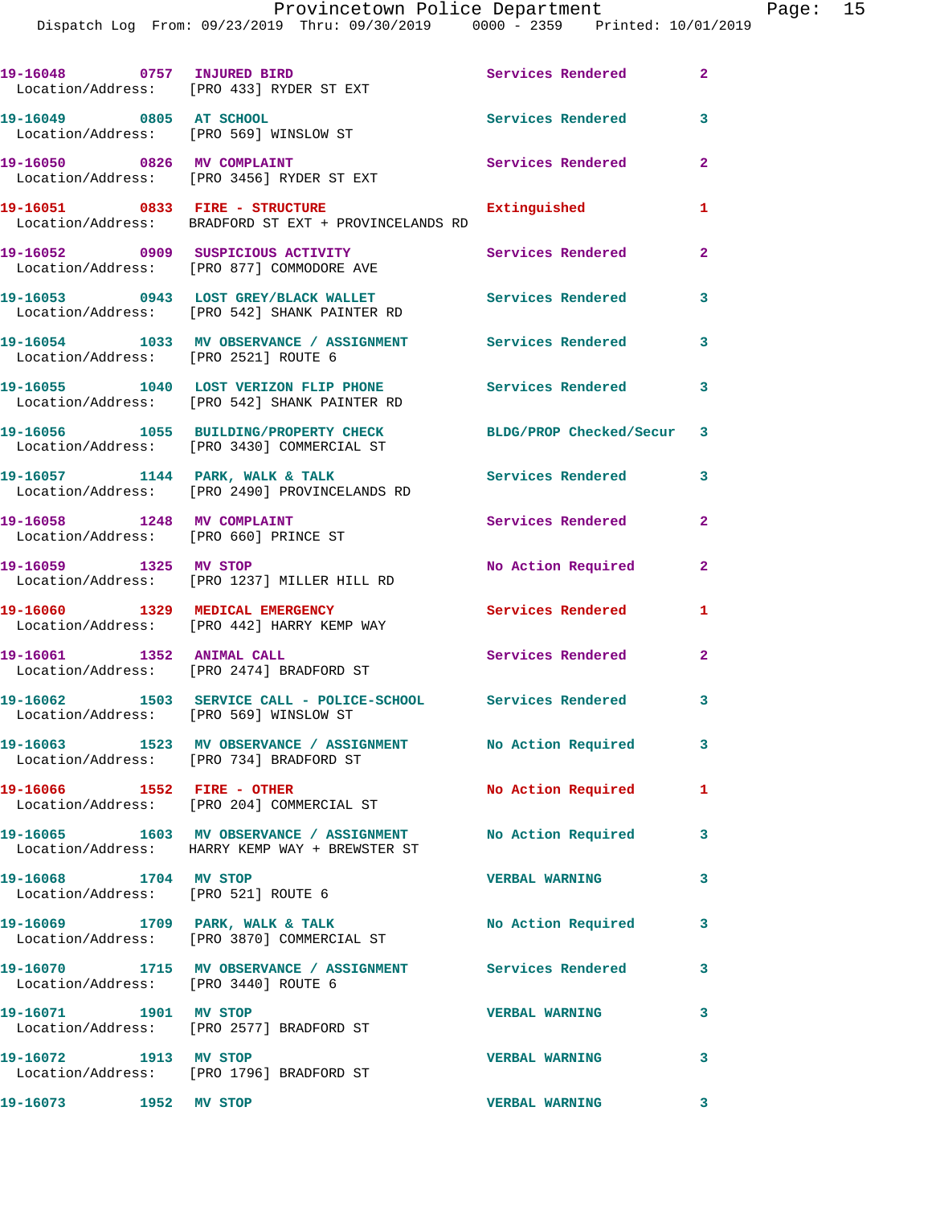19-16048 0757 INJURED BIRD Services Rendered 2
Location/Address: [PRO 433] RYDER ST EXT

19-16049 0805 AT SCHOOL Services Rendered 3
Location/Address: [PRO 569] WINSLOW ST

19-16050 0826 MV COMPLAINT Services Rendered 2
Location/Address: [PRO 3456] RYDER ST EXT

19-16051 0833 FIRE - STRUCTURE Extinguished 1
Location/Address: BRADFORD ST EXT + PROVINCELANDS RD

19-16052 0909 SUSPICIOUS ACTIVITY Services Rendered 2
Location/Address: [PRO 877] COMMODORE AVE

19-16053 0943 LOST GREY/BLACK WALLET Services Rendered 3
Location/Address: [PRO 542] SHANK PAINTER RD

19-16054 1033 MV OBSERVANCE / ASSIGNMENT Services Rendered 3
Location/Address: [PRO 2521] ROUTE 6

19-16055 1040 LOST VERIZON FLIP PHONE Services Rendered 3
Location/Address: [PRO 542] SHANK PAINTER RD

19-16056 1055 BUILDING/PROPERTY CHECK BLDG/PROP Checked/Secur 3
Location/Address: [PRO 3430] COMMERCIAL ST

19-16057 1144 PARK, WALK & TALK Services Rendered 3
Location/Address: [PRO 2490] PROVINCELANDS RD

19-16058 1248 MV COMPLAINT Services Rendered 2
Location/Address: [PRO 660] PRINCE ST

19-16059 1325 MV STOP No Action Required 2
Location/Address: [PRO 1237] MILLER HILL RD

19-16060 1329 MEDICAL EMERGENCY Services Rendered 1
Location/Address: [PRO 442] HARRY KEMP WAY

19-16061 1352 ANIMAL CALL Services Rendered 2
Location/Address: [PRO 2474] BRADFORD ST

19-16062 1503 SERVICE CALL - POLICE-SCHOOL Services Rendered 3
Location/Address: [PRO 569] WINSLOW ST

19-16063 1523 MV OBSERVANCE / ASSIGNMENT No Action Required 3
Location/Address: [PRO 734] BRADFORD ST

19-16066 1552 FIRE - OTHER No Action Required 1
Location/Address: [PRO 204] COMMERCIAL ST

19-16065 1603 MV OBSERVANCE / ASSIGNMENT No Action Required 3
Location/Address: HARRY KEMP WAY + BREWSTER ST

19-16068 1704 MV STOP VERBAL WARNING 3
Location/Address: [PRO 521] ROUTE 6

19-16069 1709 PARK, WALK & TALK No Action Required 3
Location/Address: [PRO 3870] COMMERCIAL ST

19-16070 1715 MV OBSERVANCE / ASSIGNMENT Services Rendered 3
Location/Address: [PRO 3440] ROUTE 6

19-16071 1901 MV STOP VERBAL WARNING 3
Location/Address: [PRO 2577] BRADFORD ST

19-16072 1913 MV STOP VERBAL WARNING 3
Location/Address: [PRO 1796] BRADFORD ST

19-16073 1952 MV STOP VERBAL WARNING 3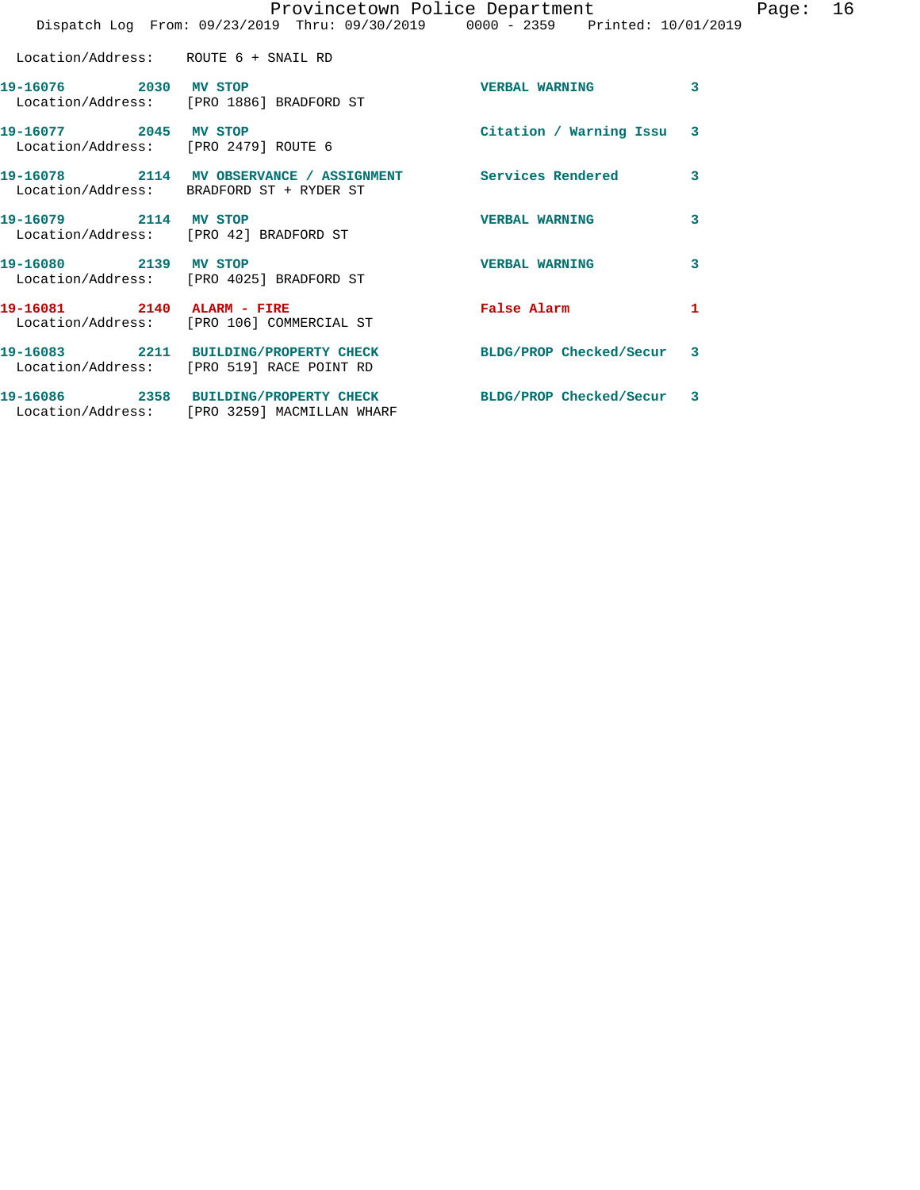Location/Address: ROUTE 6 + SNAIL RD

| | | | | |
|---|---|---|---|---|
| 19-16076 | 2030 | MV STOP | VERBAL WARNING | 3 |
| Location/Address: | [PRO 1886] BRADFORD ST | | | |
| 19-16077 | 2045 | MV STOP | Citation / Warning Issu | 3 |
| Location/Address: | [PRO 2479] ROUTE 6 | | | |
| 19-16078 | 2114 | MV OBSERVANCE / ASSIGNMENT | Services Rendered | 3 |
| Location/Address: | BRADFORD ST + RYDER ST | | | |
| 19-16079 | 2114 | MV STOP | VERBAL WARNING | 3 |
| Location/Address: | [PRO 42] BRADFORD ST | | | |
| 19-16080 | 2139 | MV STOP | VERBAL WARNING | 3 |
| Location/Address: | [PRO 4025] BRADFORD ST | | | |
| 19-16081 | 2140 | ALARM - FIRE | False Alarm | 1 |
| Location/Address: | [PRO 106] COMMERCIAL ST | | | |
| 19-16083 | 2211 | BUILDING/PROPERTY CHECK | BLDG/PROP Checked/Secur | 3 |
| Location/Address: | [PRO 519] RACE POINT RD | | | |
| 19-16086 | 2358 | BUILDING/PROPERTY CHECK | BLDG/PROP Checked/Secur | 3 |
| Location/Address: | [PRO 3259] MACMILLAN WHARF | | | |